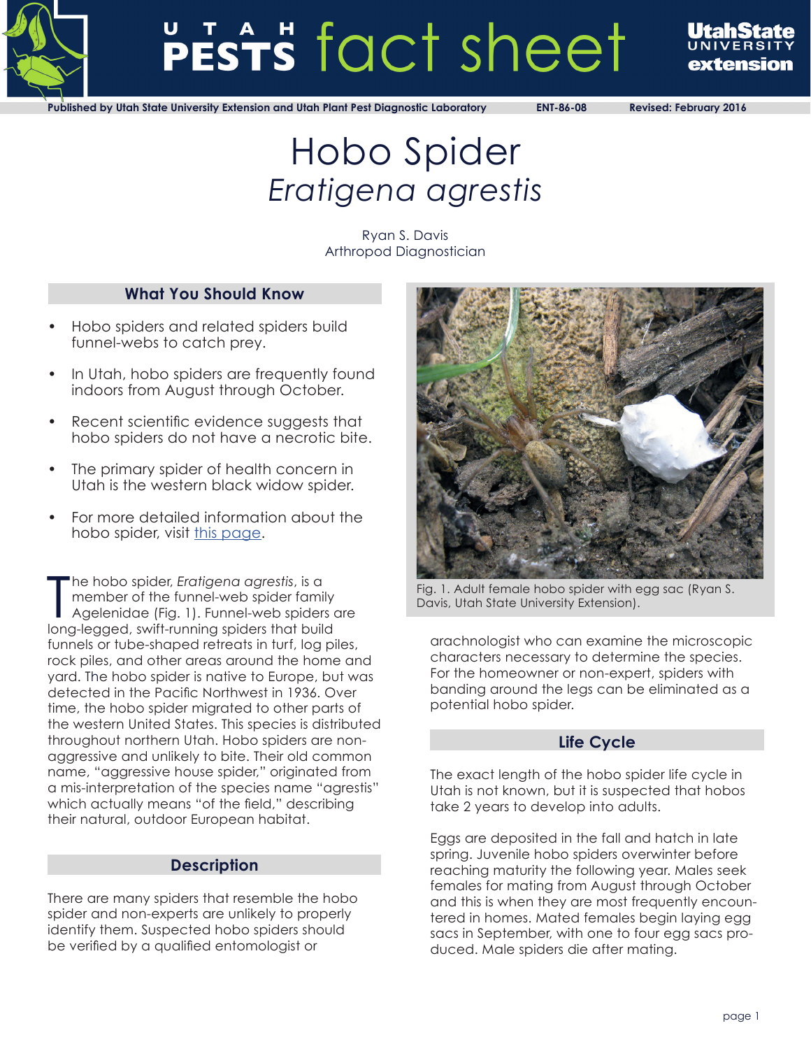# UTAH PESTS fact sheet

Published by Utah State University Extension and Utah Plant Pest Diagnostic Laboratory    ENT-86-08    Revised: February 2016

# Hobo Spider
## *Eratigena agrestis*

Ryan S. Davis
Arthropod Diagnostician

### What You Should Know

- Hobo spiders and related spiders build funnel-webs to catch prey.
- In Utah, hobo spiders are frequently found indoors from August through October.
- Recent scientific evidence suggests that hobo spiders do not have a necrotic bite.
- The primary spider of health concern in Utah is the western black widow spider.
- For more detailed information about the hobo spider, visit this page.

The hobo spider, *Eratigena agrestis*, is a member of the funnel-web spider family Agelenidae (Fig. 1). Funnel-web spiders are long-legged, swift-running spiders that build funnels or tube-shaped retreats in turf, log piles, rock piles, and other areas around the home and yard. The hobo spider is native to Europe, but was detected in the Pacific Northwest in 1936. Over time, the hobo spider migrated to other parts of the western United States. This species is distributed throughout northern Utah. Hobo spiders are non-aggressive and unlikely to bite. Their old common name, "aggressive house spider," originated from a mis-interpretation of the species name "agrestis" which actually means "of the field," describing their natural, outdoor European habitat.

Fig. 1. Adult female hobo spider with egg sac (Ryan S. Davis, Utah State University Extension).

### Description

There are many spiders that resemble the hobo spider and non-experts are unlikely to properly identify them. Suspected hobo spiders should be verified by a qualified entomologist or arachnologist who can examine the microscopic characters necessary to determine the species. For the homeowner or non-expert, spiders with banding around the legs can be eliminated as a potential hobo spider.

### Life Cycle

The exact length of the hobo spider life cycle in Utah is not known, but it is suspected that hobos take 2 years to develop into adults.

Eggs are deposited in the fall and hatch in late spring. Juvenile hobo spiders overwinter before reaching maturity the following year. Males seek females for mating from August through October and this is when they are most frequently encountered in homes. Mated females begin laying egg sacs in September, with one to four egg sacs produced. Male spiders die after mating.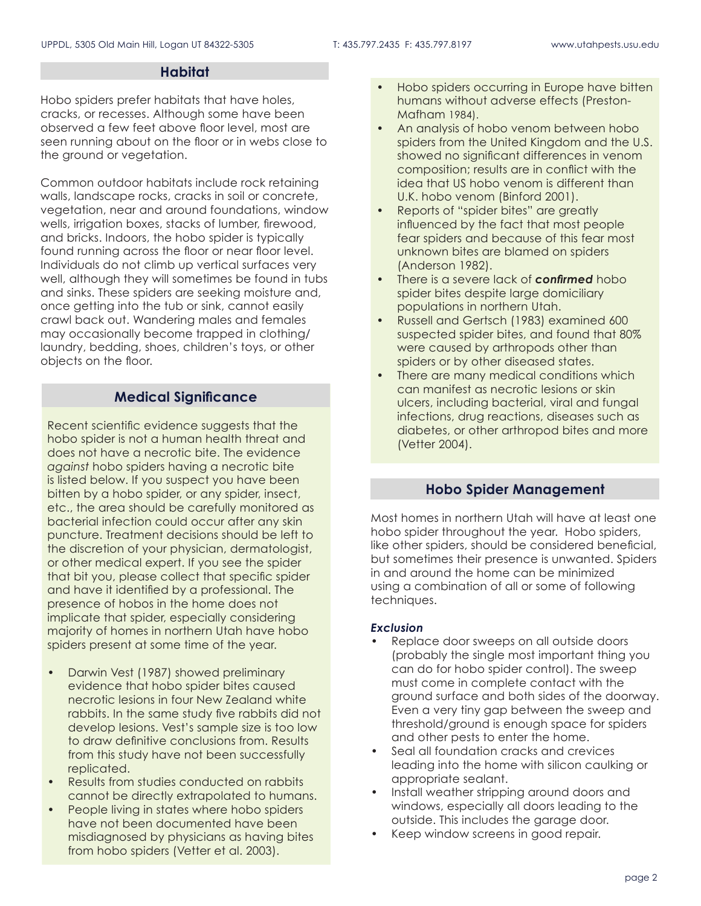## Habitat

Hobo spiders prefer habitats that have holes, cracks, or recesses. Although some have been observed a few feet above floor level, most are seen running about on the floor or in webs close to the ground or vegetation.

Common outdoor habitats include rock retaining walls, landscape rocks, cracks in soil or concrete, vegetation, near and around foundations, window wells, irrigation boxes, stacks of lumber, firewood, and bricks. Indoors, the hobo spider is typically found running across the floor or near floor level. Individuals do not climb up vertical surfaces very well, although they will sometimes be found in tubs and sinks. These spiders are seeking moisture and, once getting into the tub or sink, cannot easily crawl back out. Wandering males and females may occasionally become trapped in clothing/laundry, bedding, shoes, children's toys, or other objects on the floor.

## Medical Significance

Recent scientific evidence suggests that the hobo spider is not a human health threat and does not have a necrotic bite. The evidence *against* hobo spiders having a necrotic bite is listed below. If you suspect you have been bitten by a hobo spider, or any spider, insect, etc., the area should be carefully monitored as bacterial infection could occur after any skin puncture. Treatment decisions should be left to the discretion of your physician, dermatologist, or other medical expert. If you see the spider that bit you, please collect that specific spider and have it identified by a professional. The presence of hobos in the home does not implicate that spider, especially considering majority of homes in northern Utah have hobo spiders present at some time of the year.

- Darwin Vest (1987) showed preliminary evidence that hobo spider bites caused necrotic lesions in four New Zealand white rabbits. In the same study five rabbits did not develop lesions. Vest's sample size is too low to draw definitive conclusions from. Results from this study have not been successfully replicated.
- Results from studies conducted on rabbits cannot be directly extrapolated to humans.
- People living in states where hobo spiders have not been documented have been misdiagnosed by physicians as having bites from hobo spiders (Vetter et al. 2003).
- Hobo spiders occurring in Europe have bitten humans without adverse effects (Preston-Mafham 1984).
- An analysis of hobo venom between hobo spiders from the United Kingdom and the U.S. showed no significant differences in venom composition; results are in conflict with the idea that US hobo venom is different than U.K. hobo venom (Binford 2001).
- Reports of "spider bites" are greatly influenced by the fact that most people fear spiders and because of this fear most unknown bites are blamed on spiders (Anderson 1982).
- There is a severe lack of ***confirmed*** hobo spider bites despite large domiciliary populations in northern Utah.
- Russell and Gertsch (1983) examined 600 suspected spider bites, and found that 80% were caused by arthropods other than spiders or by other diseased states.
- There are many medical conditions which can manifest as necrotic lesions or skin ulcers, including bacterial, viral and fungal infections, drug reactions, diseases such as diabetes, or other arthropod bites and more (Vetter 2004).

## Hobo Spider Management

Most homes in northern Utah will have at least one hobo spider throughout the year. Hobo spiders, like other spiders, should be considered beneficial, but sometimes their presence is unwanted. Spiders in and around the home can be minimized using a combination of all or some of following techniques.

***Exclusion***

- Replace door sweeps on all outside doors (probably the single most important thing you can do for hobo spider control). The sweep must come in complete contact with the ground surface and both sides of the doorway. Even a very tiny gap between the sweep and threshold/ground is enough space for spiders and other pests to enter the home.
- Seal all foundation cracks and crevices leading into the home with silicon caulking or appropriate sealant.
- Install weather stripping around doors and windows, especially all doors leading to the outside. This includes the garage door.
- Keep window screens in good repair.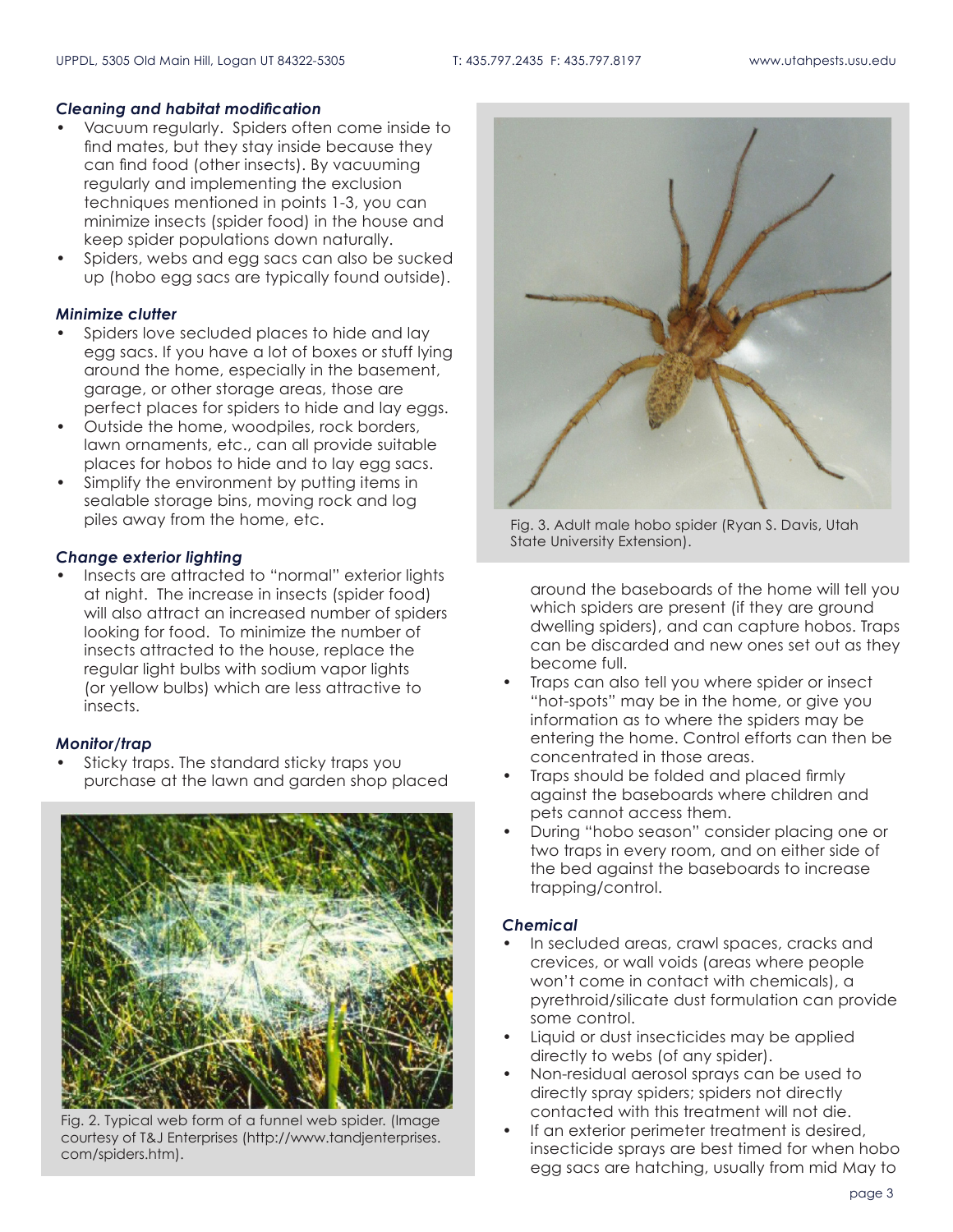### *Cleaning and habitat modification*

- Vacuum regularly. Spiders often come inside to find mates, but they stay inside because they can find food (other insects). By vacuuming regularly and implementing the exclusion techniques mentioned in points 1-3, you can minimize insects (spider food) in the house and keep spider populations down naturally.
- Spiders, webs and egg sacs can also be sucked up (hobo egg sacs are typically found outside).

### *Minimize clutter*

- Spiders love secluded places to hide and lay egg sacs. If you have a lot of boxes or stuff lying around the home, especially in the basement, garage, or other storage areas, those are perfect places for spiders to hide and lay eggs.
- Outside the home, woodpiles, rock borders, lawn ornaments, etc., can all provide suitable places for hobos to hide and to lay egg sacs.
- Simplify the environment by putting items in sealable storage bins, moving rock and log piles away from the home, etc.

### *Change exterior lighting*

- Insects are attracted to "normal" exterior lights at night. The increase in insects (spider food) will also attract an increased number of spiders looking for food. To minimize the number of insects attracted to the house, replace the regular light bulbs with sodium vapor lights (or yellow bulbs) which are less attractive to insects.

### *Monitor/trap*

- Sticky traps. The standard sticky traps you purchase at the lawn and garden shop placed around the baseboards of the home will tell you which spiders are present (if they are ground dwelling spiders), and can capture hobos. Traps can be discarded and new ones set out as they become full.
- Traps can also tell you where spider or insect "hot-spots" may be in the home, or give you information as to where the spiders may be entering the home. Control efforts can then be concentrated in those areas.
- Traps should be folded and placed firmly against the baseboards where children and pets cannot access them.
- During "hobo season" consider placing one or two traps in every room, and on either side of the bed against the baseboards to increase trapping/control.

Fig. 2. Typical web form of a funnel web spider. (Image courtesy of T&J Enterprises (http://www.tandjenterprises.com/spiders.htm).

Fig. 3. Adult male hobo spider (Ryan S. Davis, Utah State University Extension).

### *Chemical*

- In secluded areas, crawl spaces, cracks and crevices, or wall voids (areas where people won't come in contact with chemicals), a pyrethroid/silicate dust formulation can provide some control.
- Liquid or dust insecticides may be applied directly to webs (of any spider).
- Non-residual aerosol sprays can be used to directly spray spiders; spiders not directly contacted with this treatment will not die.
- If an exterior perimeter treatment is desired, insecticide sprays are best timed for when hobo egg sacs are hatching, usually from mid May to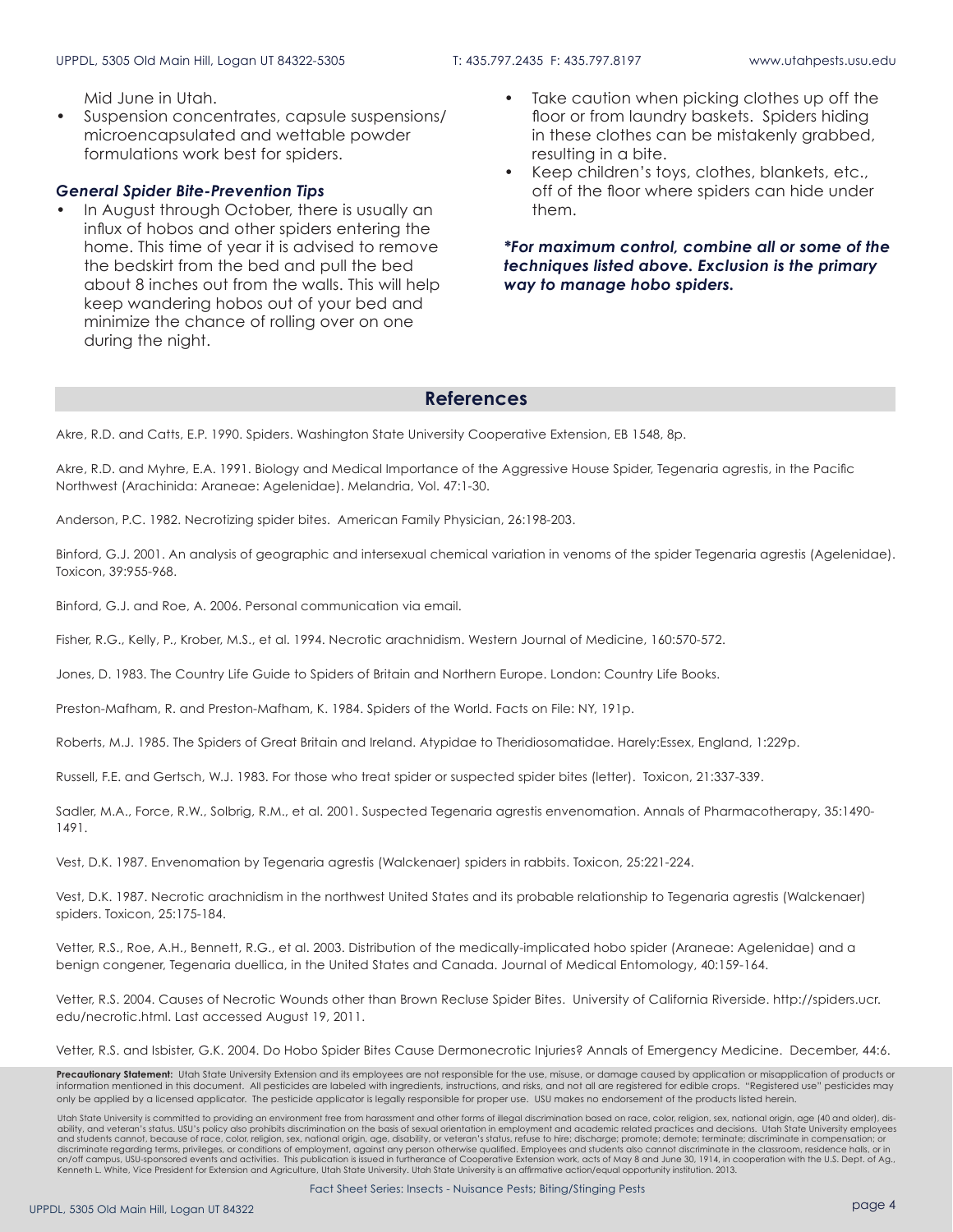Mid June in Utah.

- Suspension concentrates, capsule suspensions/ microencapsulated and wettable powder formulations work best for spiders.

### *General Spider Bite-Prevention Tips*

- In August through October, there is usually an influx of hobos and other spiders entering the home. This time of year it is advised to remove the bedskirt from the bed and pull the bed about 8 inches out from the walls. This will help keep wandering hobos out of your bed and minimize the chance of rolling over on one during the night.
- Take caution when picking clothes up off the floor or from laundry baskets. Spiders hiding in these clothes can be mistakenly grabbed, resulting in a bite.
- Keep children's toys, clothes, blankets, etc., off of the floor where spiders can hide under them.

***For maximum control, combine all or some of the techniques listed above. Exclusion is the primary way to manage hobo spiders.***

## References

Akre, R.D. and Catts, E.P. 1990. Spiders. Washington State University Cooperative Extension, EB 1548, 8p.

Akre, R.D. and Myhre, E.A. 1991. Biology and Medical Importance of the Aggressive House Spider, Tegenaria agrestis, in the Pacific Northwest (Arachinida: Araneae: Agelenidae). Melandria, Vol. 47:1-30.

Anderson, P.C. 1982. Necrotizing spider bites. American Family Physician, 26:198-203.

Binford, G.J. 2001. An analysis of geographic and intersexual chemical variation in venoms of the spider Tegenaria agrestis (Agelenidae). Toxicon, 39:955-968.

Binford, G.J. and Roe, A. 2006. Personal communication via email.

Fisher, R.G., Kelly, P., Krober, M.S., et al. 1994. Necrotic arachnidism. Western Journal of Medicine, 160:570-572.

Jones, D. 1983. The Country Life Guide to Spiders of Britain and Northern Europe. London: Country Life Books.

Preston-Mafham, R. and Preston-Mafham, K. 1984. Spiders of the World. Facts on File: NY, 191p.

Roberts, M.J. 1985. The Spiders of Great Britain and Ireland. Atypidae to Theridiosomatidae. Harely:Essex, England, 1:229p.

Russell, F.E. and Gertsch, W.J. 1983. For those who treat spider or suspected spider bites (letter). Toxicon, 21:337-339.

Sadler, M.A., Force, R.W., Solbrig, R.M., et al. 2001. Suspected Tegenaria agrestis envenomation. Annals of Pharmacotherapy, 35:1490-1491.

Vest, D.K. 1987. Envenomation by Tegenaria agrestis (Walckenaer) spiders in rabbits. Toxicon, 25:221-224.

Vest, D.K. 1987. Necrotic arachnidism in the northwest United States and its probable relationship to Tegenaria agrestis (Walckenaer) spiders. Toxicon, 25:175-184.

Vetter, R.S., Roe, A.H., Bennett, R.G., et al. 2003. Distribution of the medically-implicated hobo spider (Araneae: Agelenidae) and a benign congener, Tegenaria duellica, in the United States and Canada. Journal of Medical Entomology, 40:159-164.

Vetter, R.S. 2004. Causes of Necrotic Wounds other than Brown Recluse Spider Bites. University of California Riverside. http://spiders.ucr.edu/necrotic.html. Last accessed August 19, 2011.

Vetter, R.S. and Isbister, G.K. 2004. Do Hobo Spider Bites Cause Dermonecrotic Injuries? Annals of Emergency Medicine. December, 44:6.

**Precautionary Statement:** Utah State University Extension and its employees are not responsible for the use, misuse, or damage caused by application or misapplication of products or information mentioned in this document. All pesticides are labeled with ingredients, instructions, and risks, and not all are registered for edible crops. "Registered use" pesticides may only be applied by a licensed applicator. The pesticide applicator is legally responsible for proper use. USU makes no endorsement of the products listed herein.

Utah State University is committed to providing an environment free from harassment and other forms of illegal discrimination based on race, color, religion, sex, national origin, age (40 and older), disability, and veteran's status. USU's policy also prohibits discrimination on the basis of sexual orientation in employment and academic related practices and decisions. Utah State University employees and students cannot, because of race, color, religion, sex, national origin, age, disability, or veteran's status, refuse to hire; discharge; promote; demote; terminate; discriminate in compensation; or discriminate regarding terms, privileges, or conditions of employment, against any person otherwise qualified. Employees and students also cannot discriminate in the classroom, residence halls, or in on/off campus, USU-sponsored events and activities. This publication is issued in furtherance of Cooperative Extension work, acts of May 8 and June 30, 1914, in cooperation with the U.S. Dept. of Ag., Kenneth L. White, Vice President for Extension and Agriculture, Utah State University. Utah State University is an affirmative action/equal opportunity institution. 2013.

Fact Sheet Series: Insects - Nuisance Pests; Biting/Stinging Pests